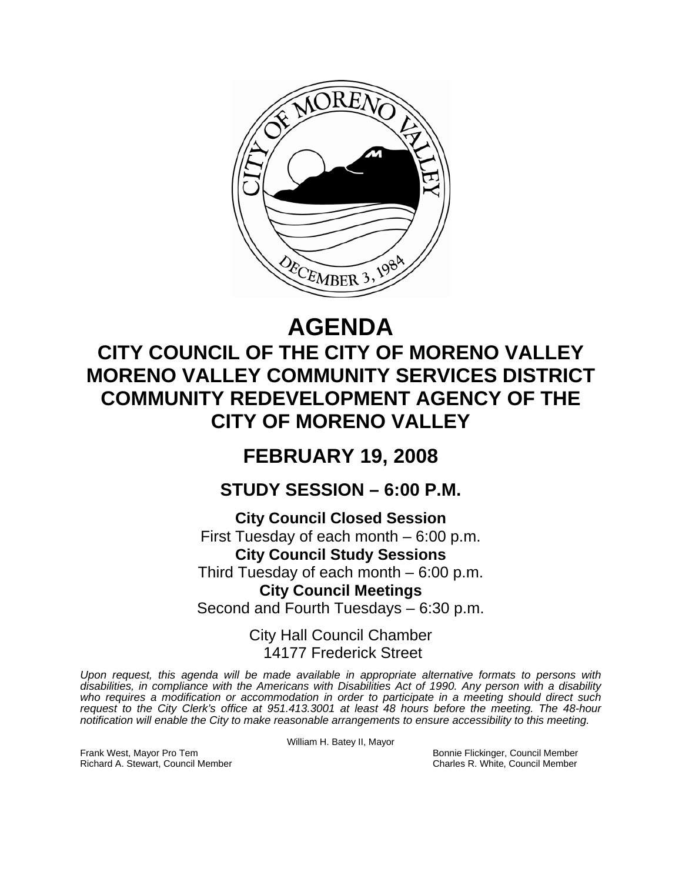# AGENDA

## CITY COUNCIL OF THE CITY OF MORENO VALLEY
## MORENO VALLEY COMMUNITY SERVICES DISTRICT
## COMMUNITY REDEVELOPMENT AGENCY OF THE CITY OF MORENO VALLEY

## FEBRUARY 19, 2008

### STUDY SESSION – 6:00 P.M.

**City Council Closed Session**
First Tuesday of each month – 6:00 p.m.
**City Council Study Sessions**
Third Tuesday of each month – 6:00 p.m.
**City Council Meetings**
Second and Fourth Tuesdays – 6:30 p.m.

City Hall Council Chamber
14177 Frederick Street

*Upon request, this agenda will be made available in appropriate alternative formats to persons with disabilities, in compliance with the Americans with Disabilities Act of 1990. Any person with a disability who requires a modification or accommodation in order to participate in a meeting should direct such request to the City Clerk's office at 951.413.3001 at least 48 hours before the meeting. The 48-hour notification will enable the City to make reasonable arrangements to ensure accessibility to this meeting.*

William H. Batey II, Mayor

Frank West, Mayor Pro Tem
Richard A. Stewart, Council Member
Bonnie Flickinger, Council Member
Charles R. White, Council Member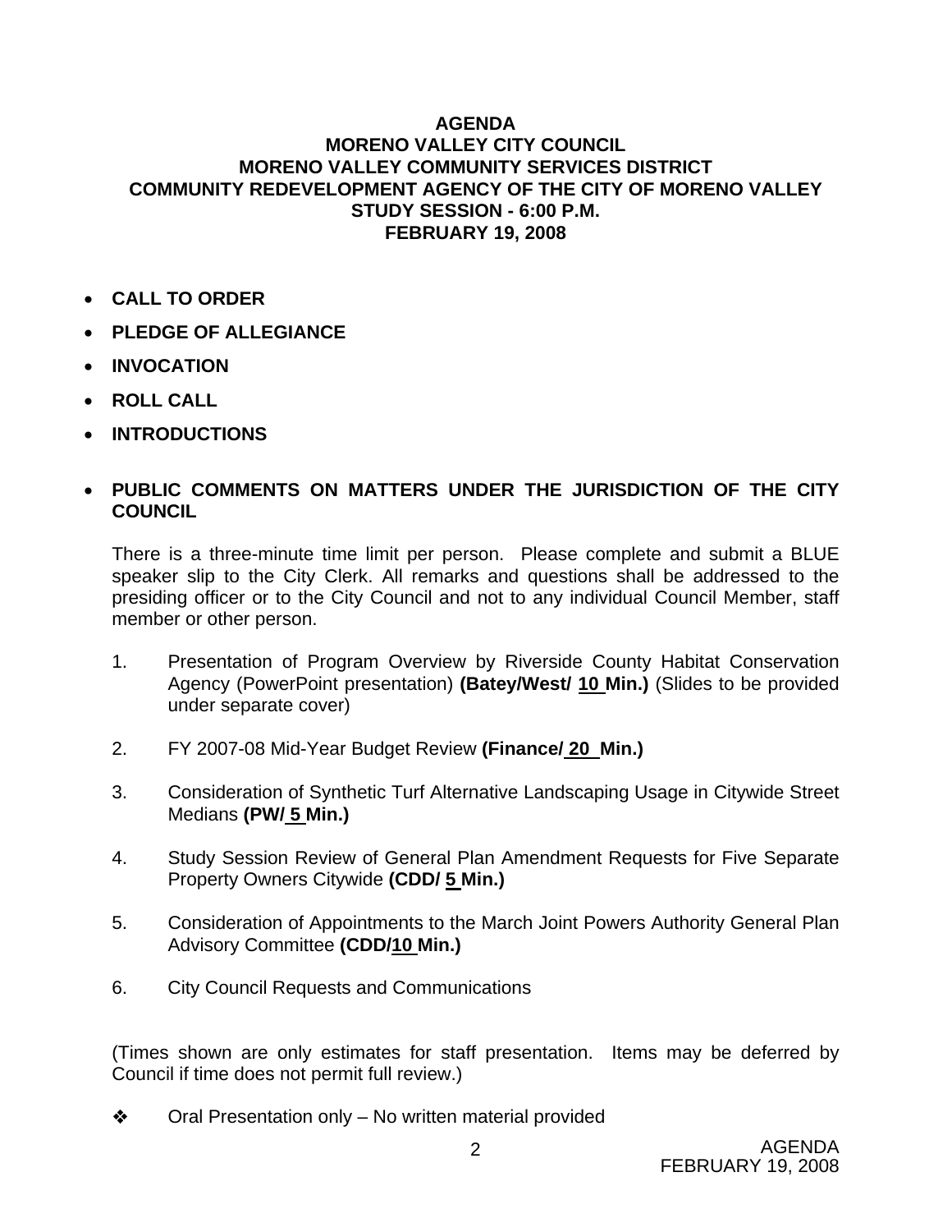**AGENDA**
**MORENO VALLEY CITY COUNCIL**
**MORENO VALLEY COMMUNITY SERVICES DISTRICT**
**COMMUNITY REDEVELOPMENT AGENCY OF THE CITY OF MORENO VALLEY**
**STUDY SESSION - 6:00 P.M.**
**FEBRUARY 19, 2008**

- **CALL TO ORDER**
- **PLEDGE OF ALLEGIANCE**
- **INVOCATION**
- **ROLL CALL**
- **INTRODUCTIONS**
- **PUBLIC COMMENTS ON MATTERS UNDER THE JURISDICTION OF THE CITY COUNCIL**

  There is a three-minute time limit per person. Please complete and submit a BLUE speaker slip to the City Clerk. All remarks and questions shall be addressed to the presiding officer or to the City Council and not to any individual Council Member, staff member or other person.

1. Presentation of Program Overview by Riverside County Habitat Conservation Agency (PowerPoint presentation) **(Batey/West/ 10 Min.)** (Slides to be provided under separate cover)

2. FY 2007-08 Mid-Year Budget Review **(Finance/ 20 Min.)**

3. Consideration of Synthetic Turf Alternative Landscaping Usage in Citywide Street Medians **(PW/ 5 Min.)**

4. Study Session Review of General Plan Amendment Requests for Five Separate Property Owners Citywide **(CDD/ 5 Min.)**

5. Consideration of Appointments to the March Joint Powers Authority General Plan Advisory Committee **(CDD/10 Min.)**

6. City Council Requests and Communications

(Times shown are only estimates for staff presentation. Items may be deferred by Council if time does not permit full review.)

❖ Oral Presentation only – No written material provided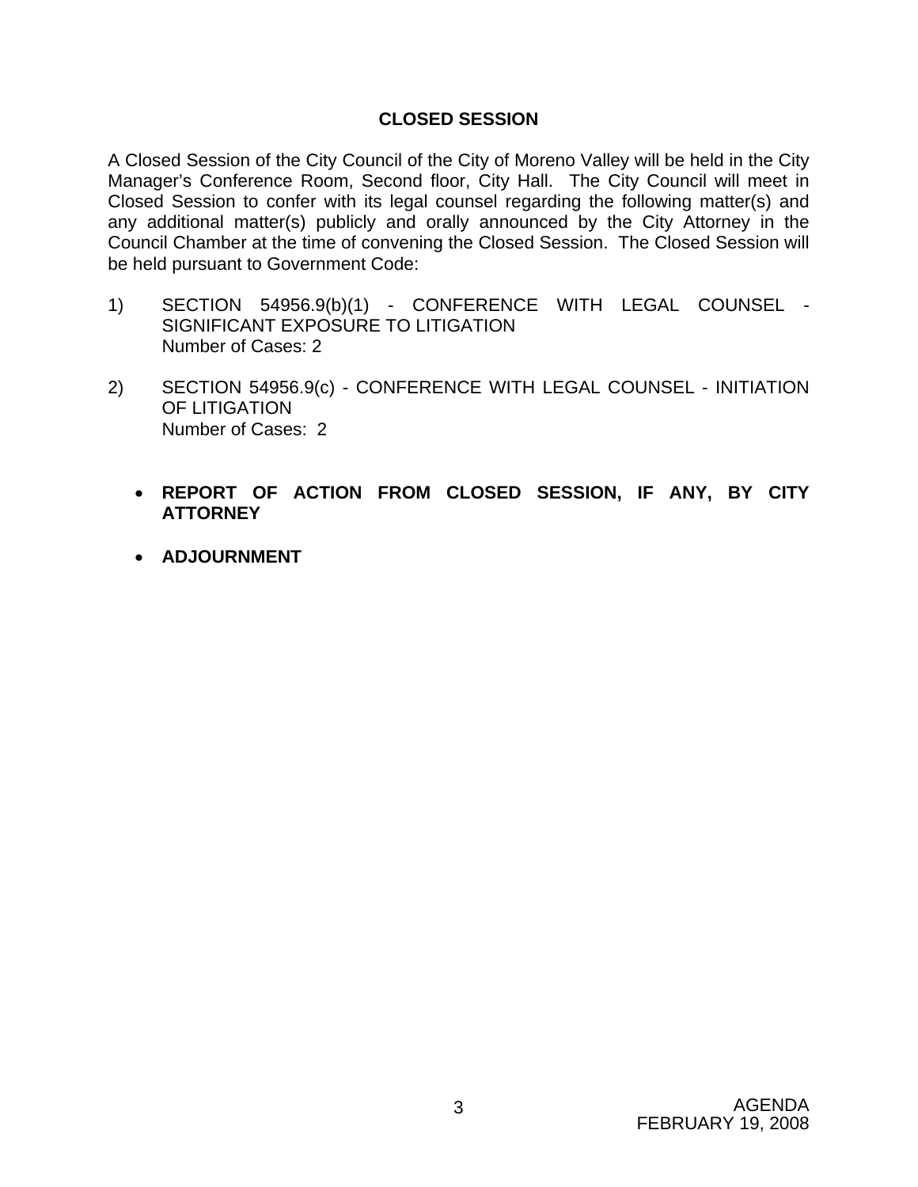## CLOSED SESSION

A Closed Session of the City Council of the City of Moreno Valley will be held in the City Manager's Conference Room, Second floor, City Hall. The City Council will meet in Closed Session to confer with its legal counsel regarding the following matter(s) and any additional matter(s) publicly and orally announced by the City Attorney in the Council Chamber at the time of convening the Closed Session. The Closed Session will be held pursuant to Government Code:

1) SECTION 54956.9(b)(1) - CONFERENCE WITH LEGAL COUNSEL - SIGNIFICANT EXPOSURE TO LITIGATION
   Number of Cases: 2

2) SECTION 54956.9(c) - CONFERENCE WITH LEGAL COUNSEL - INITIATION OF LITIGATION
   Number of Cases: 2

- **REPORT OF ACTION FROM CLOSED SESSION, IF ANY, BY CITY ATTORNEY**

- **ADJOURNMENT**